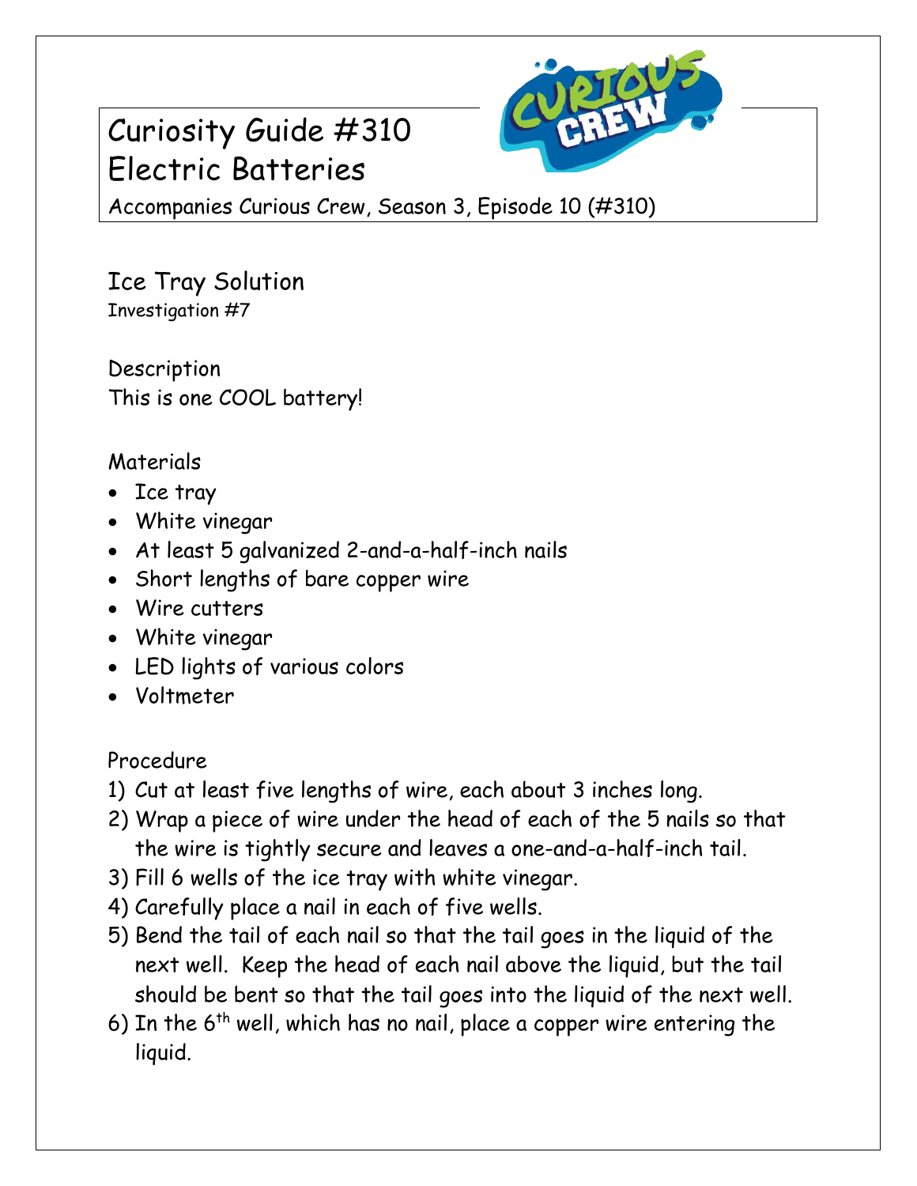# Curiosity Guide #310
# Electric Batteries

Accompanies Curious Crew, Season 3, Episode 10 (#310)

## Ice Tray Solution

Investigation #7

### Description

This is one COOL battery!

### Materials

- Ice tray
- White vinegar
- At least 5 galvanized 2-and-a-half-inch nails
- Short lengths of bare copper wire
- Wire cutters
- White vinegar
- LED lights of various colors
- Voltmeter

### Procedure

1) Cut at least five lengths of wire, each about 3 inches long.
2) Wrap a piece of wire under the head of each of the 5 nails so that the wire is tightly secure and leaves a one-and-a-half-inch tail.
3) Fill 6 wells of the ice tray with white vinegar.
4) Carefully place a nail in each of five wells.
5) Bend the tail of each nail so that the tail goes in the liquid of the next well. Keep the head of each nail above the liquid, but the tail should be bent so that the tail goes into the liquid of the next well.
6) In the 6th well, which has no nail, place a copper wire entering the liquid.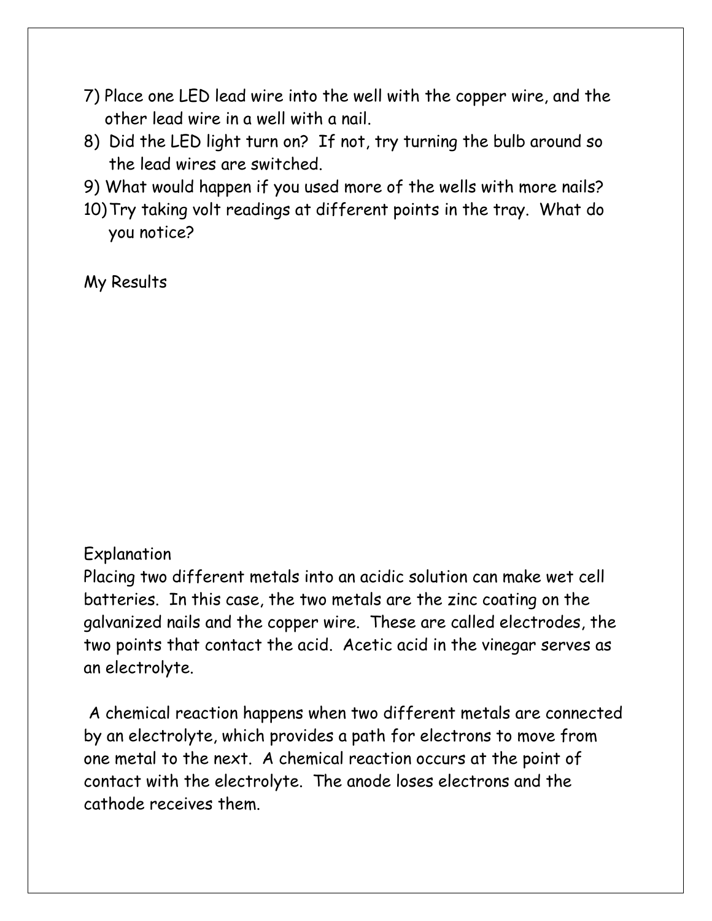7) Place one LED lead wire into the well with the copper wire, and the other lead wire in a well with a nail.
8) Did the LED light turn on? If not, try turning the bulb around so the lead wires are switched.
9) What would happen if you used more of the wells with more nails?
10) Try taking volt readings at different points in the tray. What do you notice?

My Results

Explanation

Placing two different metals into an acidic solution can make wet cell batteries. In this case, the two metals are the zinc coating on the galvanized nails and the copper wire. These are called electrodes, the two points that contact the acid. Acetic acid in the vinegar serves as an electrolyte.

A chemical reaction happens when two different metals are connected by an electrolyte, which provides a path for electrons to move from one metal to the next. A chemical reaction occurs at the point of contact with the electrolyte. The anode loses electrons and the cathode receives them.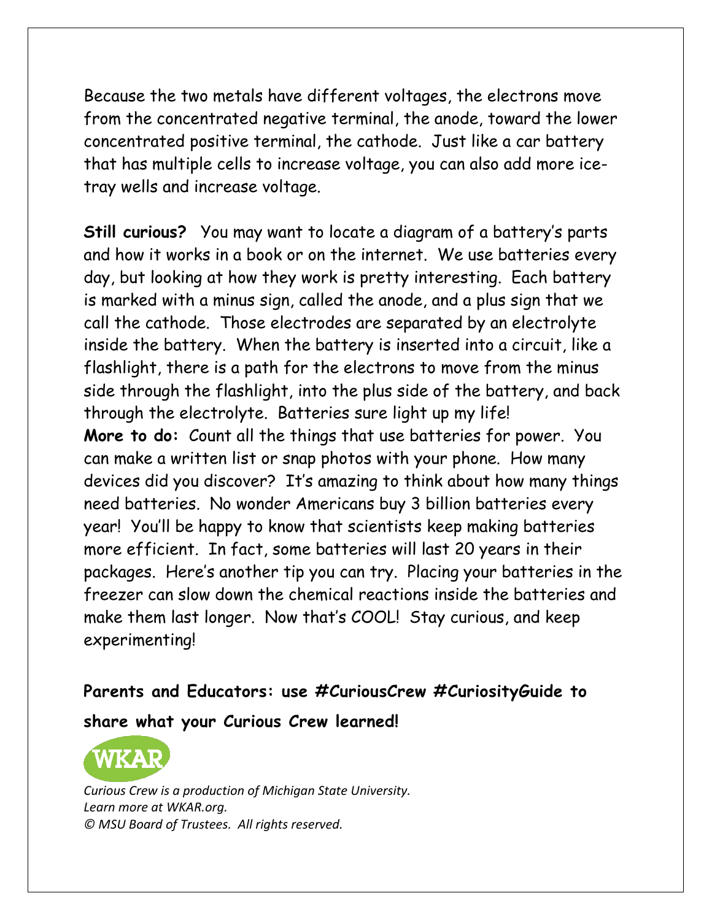Because the two metals have different voltages, the electrons move from the concentrated negative terminal, the anode, toward the lower concentrated positive terminal, the cathode. Just like a car battery that has multiple cells to increase voltage, you can also add more ice-tray wells and increase voltage.

**Still curious?** You may want to locate a diagram of a battery's parts and how it works in a book or on the internet. We use batteries every day, but looking at how they work is pretty interesting. Each battery is marked with a minus sign, called the anode, and a plus sign that we call the cathode. Those electrodes are separated by an electrolyte inside the battery. When the battery is inserted into a circuit, like a flashlight, there is a path for the electrons to move from the minus side through the flashlight, into the plus side of the battery, and back through the electrolyte. Batteries sure light up my life!

**More to do:** Count all the things that use batteries for power. You can make a written list or snap photos with your phone. How many devices did you discover? It's amazing to think about how many things need batteries. No wonder Americans buy 3 billion batteries every year! You'll be happy to know that scientists keep making batteries more efficient. In fact, some batteries will last 20 years in their packages. Here's another tip you can try. Placing your batteries in the freezer can slow down the chemical reactions inside the batteries and make them last longer. Now that's COOL! Stay curious, and keep experimenting!

**Parents and Educators: use #CuriousCrew #CuriosityGuide to share what your Curious Crew learned!**

WKAR

*Curious Crew is a production of Michigan State University.*
*Learn more at WKAR.org.*
*© MSU Board of Trustees. All rights reserved.*